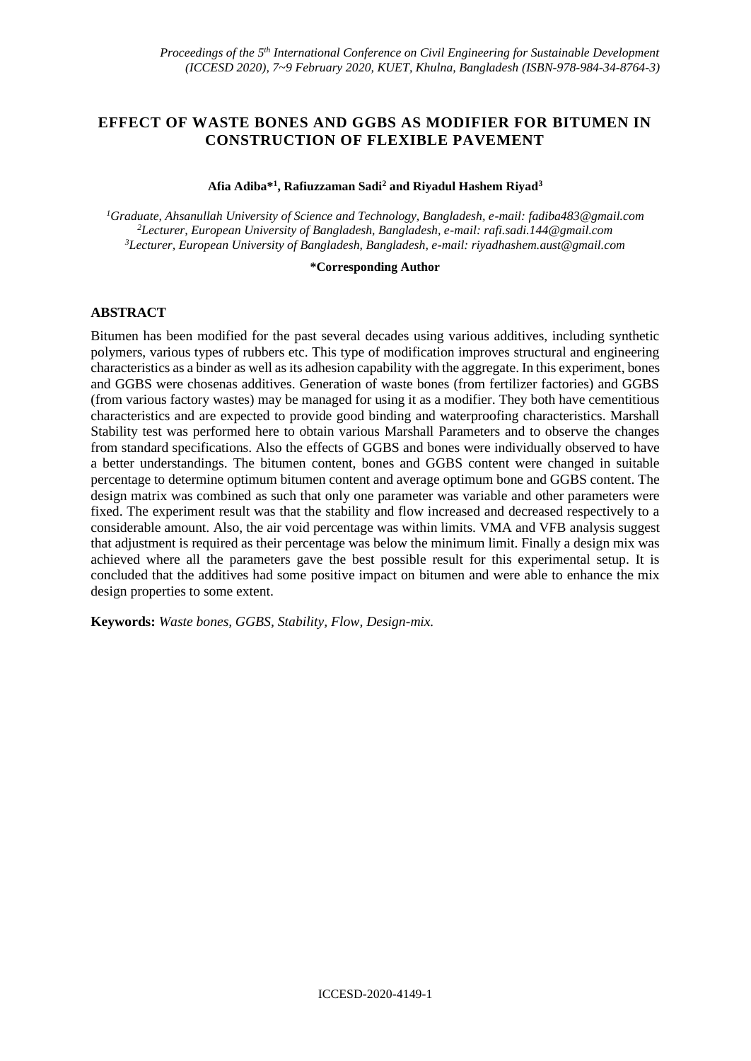# EFFECT OF WASTE BONES AND GGBS AS MODIFIER FOR BITUMEN IN CONSTRUCTION OF FLEXIBLE PAVEMENT

**Afia Adiba*[1], Rafiuzzaman Sadi[2] and Riyadul Hashem Riyad[3]**

*[1]Graduate, Ahsanullah University of Science and Technology, Bangladesh, e-mail: fadiba483@gmail.com*
*[2]Lecturer, European University of Bangladesh, Bangladesh, e-mail: rafi.sadi.144@gmail.com*
*[3]Lecturer, European University of Bangladesh, Bangladesh, e-mail: riyadhashem.aust@gmail.com*

**\*Corresponding Author**

## ABSTRACT

Bitumen has been modified for the past several decades using various additives, including synthetic polymers, various types of rubbers etc. This type of modification improves structural and engineering characteristics as a binder as well as its adhesion capability with the aggregate. In this experiment, bones and GGBS were chosenas additives. Generation of waste bones (from fertilizer factories) and GGBS (from various factory wastes) may be managed for using it as a modifier. They both have cementitious characteristics and are expected to provide good binding and waterproofing characteristics. Marshall Stability test was performed here to obtain various Marshall Parameters and to observe the changes from standard specifications. Also the effects of GGBS and bones were individually observed to have a better understandings. The bitumen content, bones and GGBS content were changed in suitable percentage to determine optimum bitumen content and average optimum bone and GGBS content. The design matrix was combined as such that only one parameter was variable and other parameters were fixed. The experiment result was that the stability and flow increased and decreased respectively to a considerable amount. Also, the air void percentage was within limits. VMA and VFB analysis suggest that adjustment is required as their percentage was below the minimum limit. Finally a design mix was achieved where all the parameters gave the best possible result for this experimental setup. It is concluded that the additives had some positive impact on bitumen and were able to enhance the mix design properties to some extent.

**Keywords:** *Waste bones, GGBS, Stability, Flow, Design-mix.*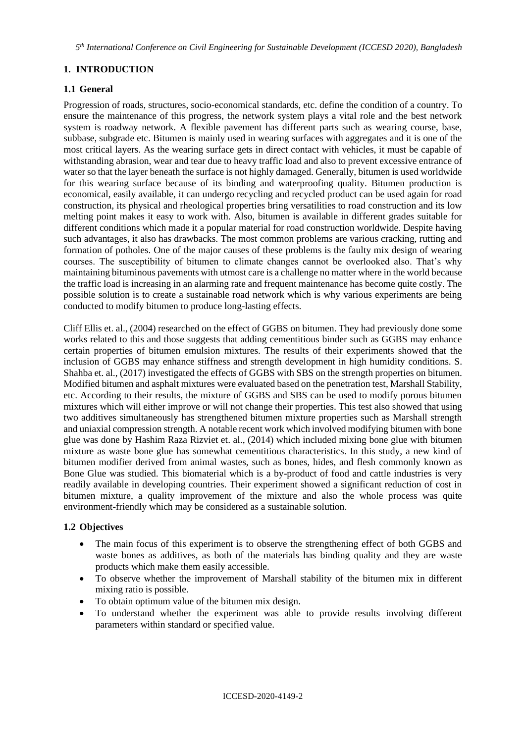## 1. INTRODUCTION

### 1.1 General

Progression of roads, structures, socio-economical standards, etc. define the condition of a country. To ensure the maintenance of this progress, the network system plays a vital role and the best network system is roadway network. A flexible pavement has different parts such as wearing course, base, subbase, subgrade etc. Bitumen is mainly used in wearing surfaces with aggregates and it is one of the most critical layers. As the wearing surface gets in direct contact with vehicles, it must be capable of withstanding abrasion, wear and tear due to heavy traffic load and also to prevent excessive entrance of water so that the layer beneath the surface is not highly damaged. Generally, bitumen is used worldwide for this wearing surface because of its binding and waterproofing quality. Bitumen production is economical, easily available, it can undergo recycling and recycled product can be used again for road construction, its physical and rheological properties bring versatilities to road construction and its low melting point makes it easy to work with. Also, bitumen is available in different grades suitable for different conditions which made it a popular material for road construction worldwide. Despite having such advantages, it also has drawbacks. The most common problems are various cracking, rutting and formation of potholes. One of the major causes of these problems is the faulty mix design of wearing courses. The susceptibility of bitumen to climate changes cannot be overlooked also. That's why maintaining bituminous pavements with utmost care is a challenge no matter where in the world because the traffic load is increasing in an alarming rate and frequent maintenance has become quite costly. The possible solution is to create a sustainable road network which is why various experiments are being conducted to modify bitumen to produce long-lasting effects.

Cliff Ellis et. al., (2004) researched on the effect of GGBS on bitumen. They had previously done some works related to this and those suggests that adding cementitious binder such as GGBS may enhance certain properties of bitumen emulsion mixtures. The results of their experiments showed that the inclusion of GGBS may enhance stiffness and strength development in high humidity conditions. S. Shahba et. al., (2017) investigated the effects of GGBS with SBS on the strength properties on bitumen. Modified bitumen and asphalt mixtures were evaluated based on the penetration test, Marshall Stability, etc. According to their results, the mixture of GGBS and SBS can be used to modify porous bitumen mixtures which will either improve or will not change their properties. This test also showed that using two additives simultaneously has strengthened bitumen mixture properties such as Marshall strength and uniaxial compression strength. A notable recent work which involved modifying bitumen with bone glue was done by Hashim Raza Rizviet et. al., (2014) which included mixing bone glue with bitumen mixture as waste bone glue has somewhat cementitious characteristics. In this study, a new kind of bitumen modifier derived from animal wastes, such as bones, hides, and flesh commonly known as Bone Glue was studied. This biomaterial which is a by-product of food and cattle industries is very readily available in developing countries. Their experiment showed a significant reduction of cost in bitumen mixture, a quality improvement of the mixture and also the whole process was quite environment-friendly which may be considered as a sustainable solution.

### 1.2 Objectives

- The main focus of this experiment is to observe the strengthening effect of both GGBS and waste bones as additives, as both of the materials has binding quality and they are waste products which make them easily accessible.
- To observe whether the improvement of Marshall stability of the bitumen mix in different mixing ratio is possible.
- To obtain optimum value of the bitumen mix design.
- To understand whether the experiment was able to provide results involving different parameters within standard or specified value.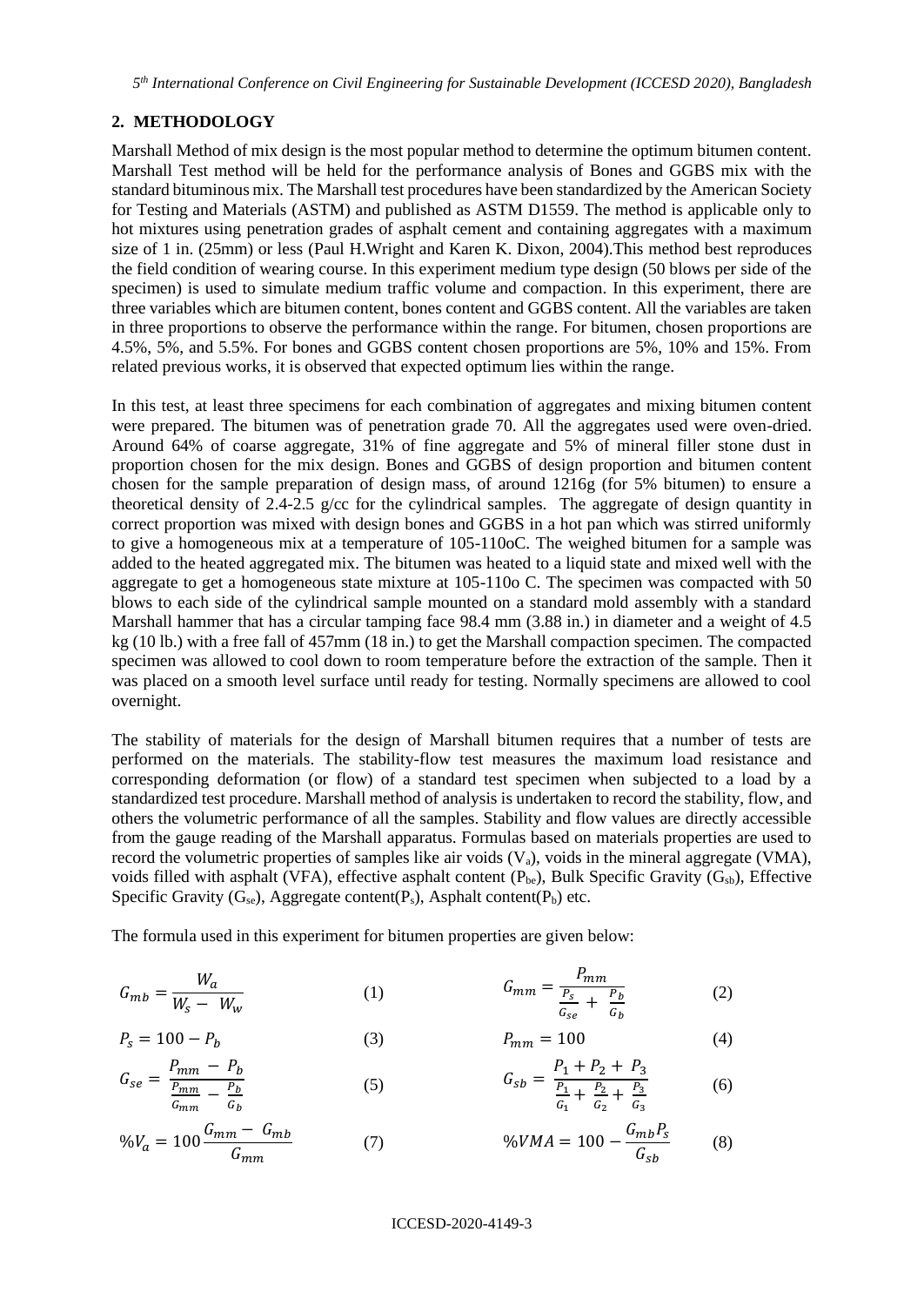## 2. METHODOLOGY

Marshall Method of mix design is the most popular method to determine the optimum bitumen content. Marshall Test method will be held for the performance analysis of Bones and GGBS mix with the standard bituminous mix. The Marshall test procedures have been standardized by the American Society for Testing and Materials (ASTM) and published as ASTM D1559. The method is applicable only to hot mixtures using penetration grades of asphalt cement and containing aggregates with a maximum size of 1 in. (25mm) or less (Paul H.Wright and Karen K. Dixon, 2004).This method best reproduces the field condition of wearing course. In this experiment medium type design (50 blows per side of the specimen) is used to simulate medium traffic volume and compaction. In this experiment, there are three variables which are bitumen content, bones content and GGBS content. All the variables are taken in three proportions to observe the performance within the range. For bitumen, chosen proportions are 4.5%, 5%, and 5.5%. For bones and GGBS content chosen proportions are 5%, 10% and 15%. From related previous works, it is observed that expected optimum lies within the range.

In this test, at least three specimens for each combination of aggregates and mixing bitumen content were prepared. The bitumen was of penetration grade 70. All the aggregates used were oven-dried. Around 64% of coarse aggregate, 31% of fine aggregate and 5% of mineral filler stone dust in proportion chosen for the mix design. Bones and GGBS of design proportion and bitumen content chosen for the sample preparation of design mass, of around 1216g (for 5% bitumen) to ensure a theoretical density of 2.4-2.5 g/cc for the cylindrical samples. The aggregate of design quantity in correct proportion was mixed with design bones and GGBS in a hot pan which was stirred uniformly to give a homogeneous mix at a temperature of 105-110oC. The weighed bitumen for a sample was added to the heated aggregated mix. The bitumen was heated to a liquid state and mixed well with the aggregate to get a homogeneous state mixture at 105-110o C. The specimen was compacted with 50 blows to each side of the cylindrical sample mounted on a standard mold assembly with a standard Marshall hammer that has a circular tamping face 98.4 mm (3.88 in.) in diameter and a weight of 4.5 kg (10 lb.) with a free fall of 457mm (18 in.) to get the Marshall compaction specimen. The compacted specimen was allowed to cool down to room temperature before the extraction of the sample. Then it was placed on a smooth level surface until ready for testing. Normally specimens are allowed to cool overnight.

The stability of materials for the design of Marshall bitumen requires that a number of tests are performed on the materials. The stability-flow test measures the maximum load resistance and corresponding deformation (or flow) of a standard test specimen when subjected to a load by a standardized test procedure. Marshall method of analysis is undertaken to record the stability, flow, and others the volumetric performance of all the samples. Stability and flow values are directly accessible from the gauge reading of the Marshall apparatus. Formulas based on materials properties are used to record the volumetric properties of samples like air voids ($V_a$), voids in the mineral aggregate (VMA), voids filled with asphalt (VFA), effective asphalt content ($P_{be}$), Bulk Specific Gravity ($G_{sb}$), Effective Specific Gravity ($G_{se}$), Aggregate content($P_s$), Asphalt content($P_b$) etc.

The formula used in this experiment for bitumen properties are given below:

$$G_{mb} = \frac{W_a}{W_s - W_w} \qquad (1)$$

$$G_{mm} = \frac{P_{mm}}{\frac{P_s}{G_{se}} + \frac{P_b}{G_b}} \qquad (2)$$

$$P_s = 100 - P_b \qquad (3)$$

$$P_{mm} = 100 \qquad (4)$$

$$G_{se} = \frac{P_{mm} - P_b}{\frac{P_{mm}}{G_{mm}} - \frac{P_b}{G_b}} \qquad (5)$$

$$G_{sb} = \frac{P_1 + P_2 + P_3}{\frac{P_1}{G_1} + \frac{P_2}{G_2} + \frac{P_3}{G_3}} \qquad (6)$$

$$\%V_a = 100\frac{G_{mm} - G_{mb}}{G_{mm}} \qquad (7)$$

$$\%VMA = 100 - \frac{G_{mb}P_s}{G_{sb}} \qquad (8)$$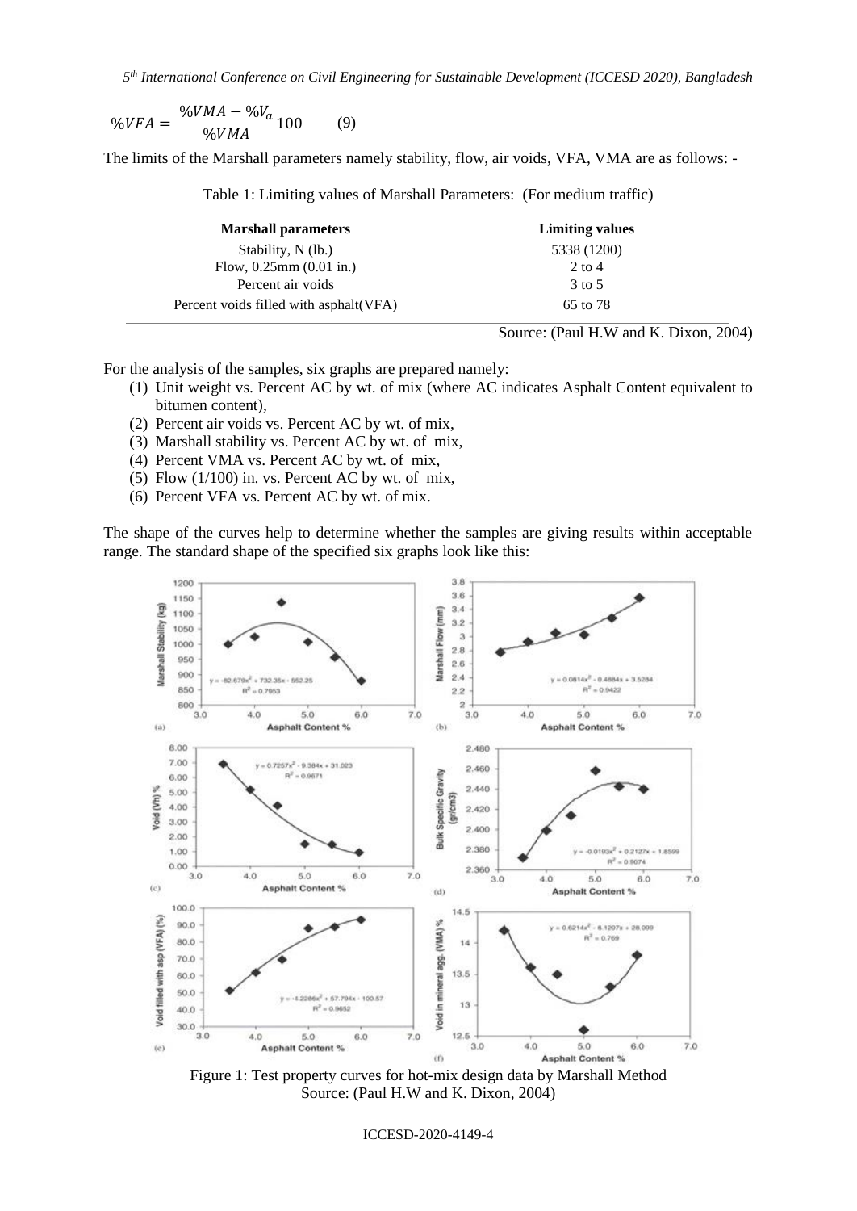$$\%VFA = \frac{\%VMA - \%V_a}{\%VMA} 100 \qquad (9)$$

The limits of the Marshall parameters namely stability, flow, air voids, VFA, VMA are as follows: -

Table 1: Limiting values of Marshall Parameters: (For medium traffic)

| Marshall parameters | Limiting values |
|---|---|
| Stability, N (lb.) | 5338 (1200) |
| Flow, 0.25mm (0.01 in.) | 2 to 4 |
| Percent air voids | 3 to 5 |
| Percent voids filled with asphalt(VFA) | 65 to 78 |

Source: (Paul H.W and K. Dixon, 2004)

For the analysis of the samples, six graphs are prepared namely:

1. Unit weight vs. Percent AC by wt. of mix (where AC indicates Asphalt Content equivalent to bitumen content),
2. Percent air voids vs. Percent AC by wt. of mix,
3. Marshall stability vs. Percent AC by wt. of mix,
4. Percent VMA vs. Percent AC by wt. of mix,
5. Flow (1/100) in. vs. Percent AC by wt. of mix,
6. Percent VFA vs. Percent AC by wt. of mix.

The shape of the curves help to determine whether the samples are giving results within acceptable range. The standard shape of the specified six graphs look like this:

Figure 1: Test property curves for hot-mix design data by Marshall Method
Source: (Paul H.W and K. Dixon, 2004)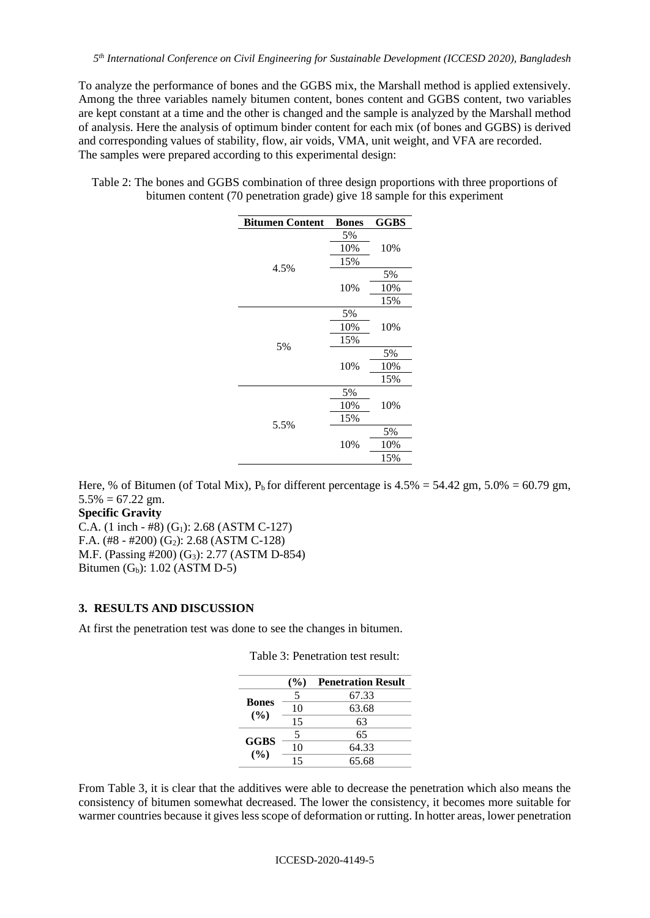To analyze the performance of bones and the GGBS mix, the Marshall method is applied extensively. Among the three variables namely bitumen content, bones content and GGBS content, two variables are kept constant at a time and the other is changed and the sample is analyzed by the Marshall method of analysis. Here the analysis of optimum binder content for each mix (of bones and GGBS) is derived and corresponding values of stability, flow, air voids, VMA, unit weight, and VFA are recorded. The samples were prepared according to this experimental design:

Table 2: The bones and GGBS combination of three design proportions with three proportions of bitumen content (70 penetration grade) give 18 sample for this experiment

| Bitumen Content | Bones | GGBS |
|---|---|---|
| 4.5% | 5% | 10% |
| | 10% | |
| | 15% | |
| | 10% | 5% |
| | | 10% |
| | | 15% |
| 5% | 5% | 10% |
| | 10% | |
| | 15% | |
| | 10% | 5% |
| | | 10% |
| | | 15% |
| 5.5% | 5% | 10% |
| | 10% | |
| | 15% | |
| | 10% | 5% |
| | | 10% |
| | | 15% |

Here, % of Bitumen (of Total Mix), $P_b$ for different percentage is 4.5% = 54.42 gm, 5.0% = 60.79 gm, 5.5% = 67.22 gm.

**Specific Gravity**

C.A. (1 inch - #8) ($G_1$): 2.68 (ASTM C-127)
F.A. (#8 - #200) ($G_2$): 2.68 (ASTM C-128)
M.F. (Passing #200) ($G_3$): 2.77 (ASTM D-854)
Bitumen ($G_b$): 1.02 (ASTM D-5)

## 3. RESULTS AND DISCUSSION

At first the penetration test was done to see the changes in bitumen.

Table 3: Penetration test result:

| | (%) | Penetration Result |
|---|---|---|
| **Bones (%)** | 5 | 67.33 |
| | 10 | 63.68 |
| | 15 | 63 |
| **GGBS (%)** | 5 | 65 |
| | 10 | 64.33 |
| | 15 | 65.68 |

From Table 3, it is clear that the additives were able to decrease the penetration which also means the consistency of bitumen somewhat decreased. The lower the consistency, it becomes more suitable for warmer countries because it gives less scope of deformation or rutting. In hotter areas, lower penetration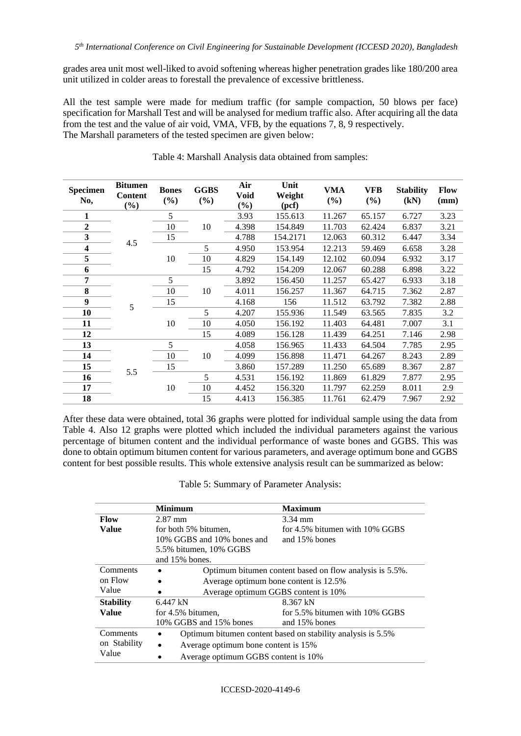grades area unit most well-liked to avoid softening whereas higher penetration grades like 180/200 area unit utilized in colder areas to forestall the prevalence of excessive brittleness.

All the test sample were made for medium traffic (for sample compaction, 50 blows per face) specification for Marshall Test and will be analysed for medium traffic also. After acquiring all the data from the test and the value of air void, VMA, VFB, by the equations 7, 8, 9 respectively.
The Marshall parameters of the tested specimen are given below:

Table 4: Marshall Analysis data obtained from samples:

| Specimen No, | Bitumen Content (%) | Bones (%) | GGBS (%) | Air Void (%) | Unit Weight (pcf) | VMA (%) | VFB (%) | Stability (kN) | Flow (mm) |
|---|---|---|---|---|---|---|---|---|---|
| 1 | 4.5 | 5 | 10 | 3.93 | 155.613 | 11.267 | 65.157 | 6.727 | 3.23 |
| 2 | | 10 | | 4.398 | 154.849 | 11.703 | 62.424 | 6.837 | 3.21 |
| 3 | | 15 | | 4.788 | 154.2171 | 12.063 | 60.312 | 6.447 | 3.34 |
| 4 | | 10 | 5 | 4.950 | 153.954 | 12.213 | 59.469 | 6.658 | 3.28 |
| 5 | | | 10 | 4.829 | 154.149 | 12.102 | 60.094 | 6.932 | 3.17 |
| 6 | | | 15 | 4.792 | 154.209 | 12.067 | 60.288 | 6.898 | 3.22 |
| 7 | 5 | 5 | 10 | 3.892 | 156.450 | 11.257 | 65.427 | 6.933 | 3.18 |
| 8 | | 10 | | 4.011 | 156.257 | 11.367 | 64.715 | 7.362 | 2.87 |
| 9 | | 15 | | 4.168 | 156 | 11.512 | 63.792 | 7.382 | 2.88 |
| 10 | | 10 | 5 | 4.207 | 155.936 | 11.549 | 63.565 | 7.835 | 3.2 |
| 11 | | | 10 | 4.050 | 156.192 | 11.403 | 64.481 | 7.007 | 3.1 |
| 12 | | | 15 | 4.089 | 156.128 | 11.439 | 64.251 | 7.146 | 2.98 |
| 13 | 5.5 | 5 | 10 | 4.058 | 156.965 | 11.433 | 64.504 | 7.785 | 2.95 |
| 14 | | 10 | | 4.099 | 156.898 | 11.471 | 64.267 | 8.243 | 2.89 |
| 15 | | 15 | | 3.860 | 157.289 | 11.250 | 65.689 | 8.367 | 2.87 |
| 16 | | 10 | 5 | 4.531 | 156.192 | 11.869 | 61.829 | 7.877 | 2.95 |
| 17 | | | 10 | 4.452 | 156.320 | 11.797 | 62.259 | 8.011 | 2.9 |
| 18 | | | 15 | 4.413 | 156.385 | 11.761 | 62.479 | 7.967 | 2.92 |

After these data were obtained, total 36 graphs were plotted for individual sample using the data from Table 4. Also 12 graphs were plotted which included the individual parameters against the various percentage of bitumen content and the individual performance of waste bones and GGBS. This was done to obtain optimum bitumen content for various parameters, and average optimum bone and GGBS content for best possible results. This whole extensive analysis result can be summarized as below:

Table 5: Summary of Parameter Analysis:

| | Minimum | Maximum |
|---|---|---|
| **Flow Value** | 2.87 mm for both 5% bitumen, 10% GGBS and 10% bones and 5.5% bitumen, 10% GGBS and 15% bones. | 3.34 mm for 4.5% bitumen with 10% GGBS and 15% bones |
| Comments on Flow Value | • Optimum bitumen content based on flow analysis is 5.5%. • Average optimum bone content is 12.5% • Average optimum GGBS content is 10% | |
| **Stability Value** | 6.447 kN for 4.5% bitumen, 10% GGBS and 15% bones | 8.367 kN for 5.5% bitumen with 10% GGBS and 15% bones |
| Comments on Stability Value | • Optimum bitumen content based on stability analysis is 5.5% • Average optimum bone content is 15% • Average optimum GGBS content is 10% | |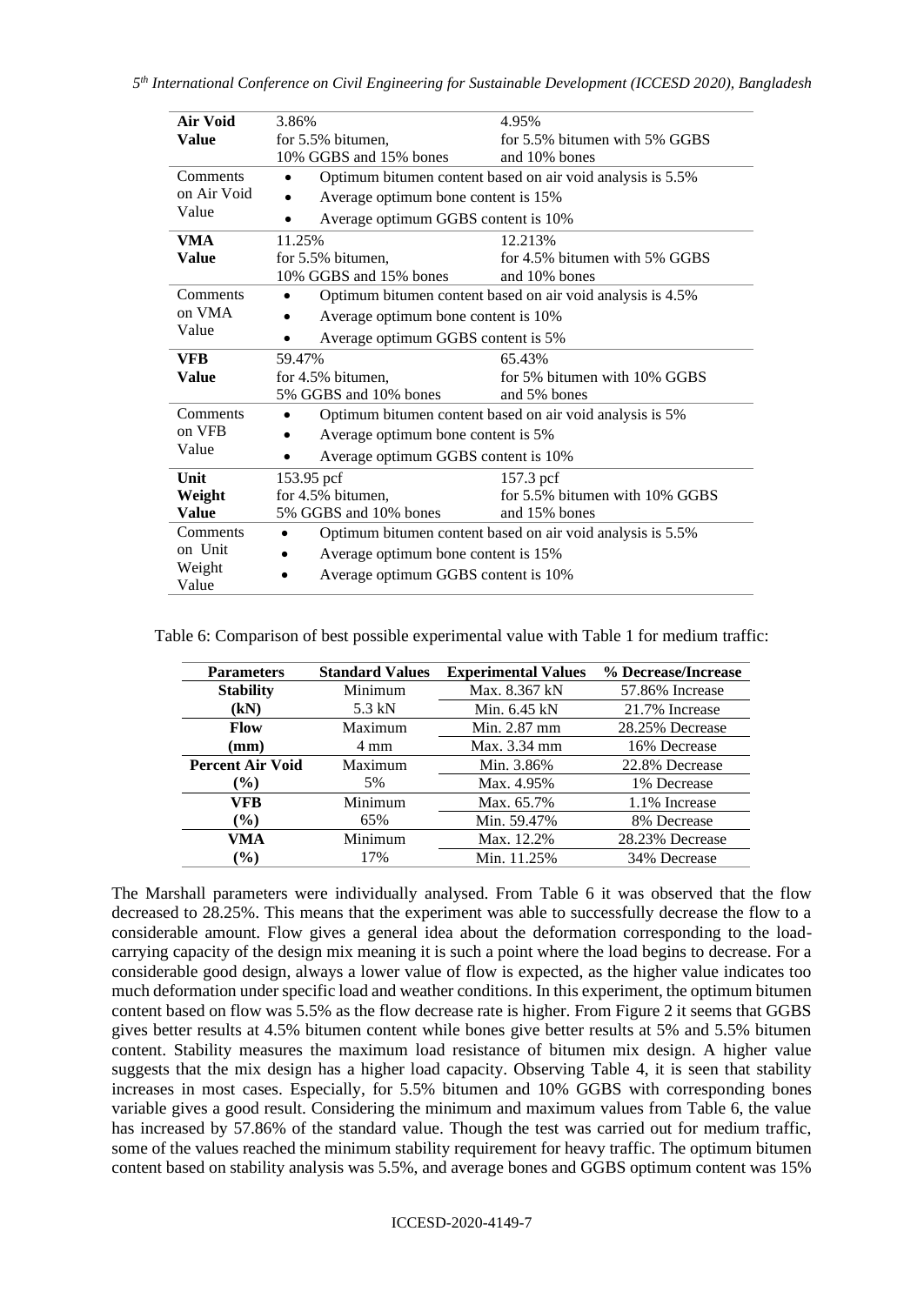| | | |
|---|---|---|
| **Air Void Value** | 3.86% for 5.5% bitumen, 10% GGBS and 15% bones | 4.95% for 5.5% bitumen with 5% GGBS and 10% bones |
| Comments on Air Void Value | • Optimum bitumen content based on air void analysis is 5.5%<br>• Average optimum bone content is 15%<br>• Average optimum GGBS content is 10% | |
| **VMA Value** | 11.25% for 5.5% bitumen, 10% GGBS and 15% bones | 12.213% for 4.5% bitumen with 5% GGBS and 10% bones |
| Comments on VMA Value | • Optimum bitumen content based on air void analysis is 4.5%<br>• Average optimum bone content is 10%<br>• Average optimum GGBS content is 5% | |
| **VFB Value** | 59.47% for 4.5% bitumen, 5% GGBS and 10% bones | 65.43% for 5% bitumen with 10% GGBS and 5% bones |
| Comments on VFB Value | • Optimum bitumen content based on air void analysis is 5%<br>• Average optimum bone content is 5%<br>• Average optimum GGBS content is 10% | |
| **Unit Weight Value** | 153.95 pcf for 4.5% bitumen, 5% GGBS and 10% bones | 157.3 pcf for 5.5% bitumen with 10% GGBS and 15% bones |
| Comments on Unit Weight Value | • Optimum bitumen content based on air void analysis is 5.5%<br>• Average optimum bone content is 15%<br>• Average optimum GGBS content is 10% | |

Table 6: Comparison of best possible experimental value with Table 1 for medium traffic:

| Parameters | Standard Values | Experimental Values | % Decrease/Increase |
|---|---|---|---|
| **Stability** | Minimum | Max. 8.367 kN | 57.86% Increase |
| **(kN)** | 5.3 kN | Min. 6.45 kN | 21.7% Increase |
| **Flow** | Maximum | Min. 2.87 mm | 28.25% Decrease |
| **(mm)** | 4 mm | Max. 3.34 mm | 16% Decrease |
| **Percent Air Void** | Maximum | Min. 3.86% | 22.8% Decrease |
| **(%)** | 5% | Max. 4.95% | 1% Decrease |
| **VFB** | Minimum | Max. 65.7% | 1.1% Increase |
| **(%)** | 65% | Min. 59.47% | 8% Decrease |
| **VMA** | Minimum | Max. 12.2% | 28.23% Decrease |
| **(%)** | 17% | Min. 11.25% | 34% Decrease |

The Marshall parameters were individually analysed. From Table 6 it was observed that the flow decreased to 28.25%. This means that the experiment was able to successfully decrease the flow to a considerable amount. Flow gives a general idea about the deformation corresponding to the load-carrying capacity of the design mix meaning it is such a point where the load begins to decrease. For a considerable good design, always a lower value of flow is expected, as the higher value indicates too much deformation under specific load and weather conditions. In this experiment, the optimum bitumen content based on flow was 5.5% as the flow decrease rate is higher. From Figure 2 it seems that GGBS gives better results at 4.5% bitumen content while bones give better results at 5% and 5.5% bitumen content. Stability measures the maximum load resistance of bitumen mix design. A higher value suggests that the mix design has a higher load capacity. Observing Table 4, it is seen that stability increases in most cases. Especially, for 5.5% bitumen and 10% GGBS with corresponding bones variable gives a good result. Considering the minimum and maximum values from Table 6, the value has increased by 57.86% of the standard value. Though the test was carried out for medium traffic, some of the values reached the minimum stability requirement for heavy traffic. The optimum bitumen content based on stability analysis was 5.5%, and average bones and GGBS optimum content was 15%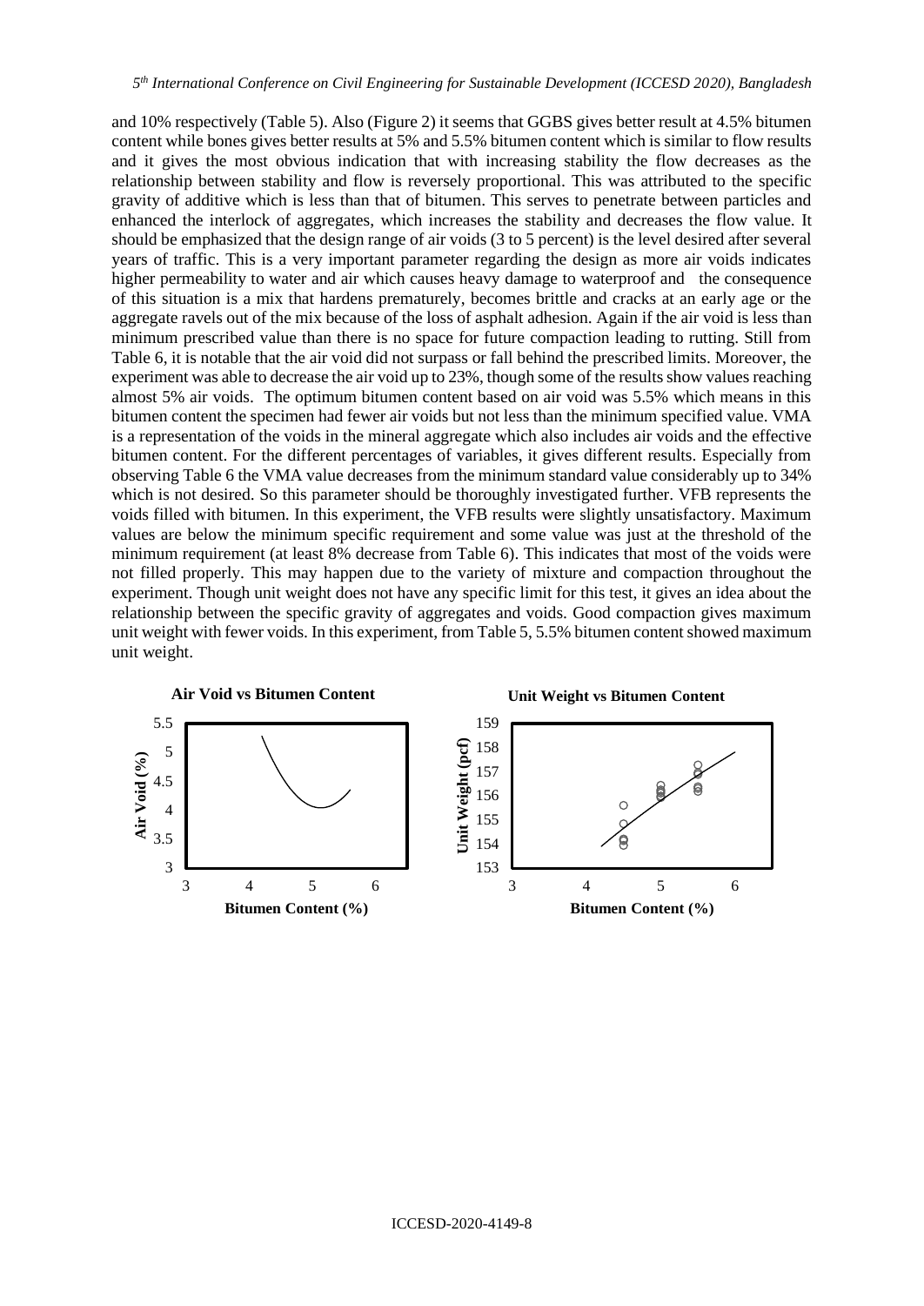and 10% respectively (Table 5). Also (Figure 2) it seems that GGBS gives better result at 4.5% bitumen content while bones gives better results at 5% and 5.5% bitumen content which is similar to flow results and it gives the most obvious indication that with increasing stability the flow decreases as the relationship between stability and flow is reversely proportional. This was attributed to the specific gravity of additive which is less than that of bitumen. This serves to penetrate between particles and enhanced the interlock of aggregates, which increases the stability and decreases the flow value. It should be emphasized that the design range of air voids (3 to 5 percent) is the level desired after several years of traffic. This is a very important parameter regarding the design as more air voids indicates higher permeability to water and air which causes heavy damage to waterproof and the consequence of this situation is a mix that hardens prematurely, becomes brittle and cracks at an early age or the aggregate ravels out of the mix because of the loss of asphalt adhesion. Again if the air void is less than minimum prescribed value than there is no space for future compaction leading to rutting. Still from Table 6, it is notable that the air void did not surpass or fall behind the prescribed limits. Moreover, the experiment was able to decrease the air void up to 23%, though some of the results show values reaching almost 5% air voids. The optimum bitumen content based on air void was 5.5% which means in this bitumen content the specimen had fewer air voids but not less than the minimum specified value. VMA is a representation of the voids in the mineral aggregate which also includes air voids and the effective bitumen content. For the different percentages of variables, it gives different results. Especially from observing Table 6 the VMA value decreases from the minimum standard value considerably up to 34% which is not desired. So this parameter should be thoroughly investigated further. VFB represents the voids filled with bitumen. In this experiment, the VFB results were slightly unsatisfactory. Maximum values are below the minimum specific requirement and some value was just at the threshold of the minimum requirement (at least 8% decrease from Table 6). This indicates that most of the voids were not filled properly. This may happen due to the variety of mixture and compaction throughout the experiment. Though unit weight does not have any specific limit for this test, it gives an idea about the relationship between the specific gravity of aggregates and voids. Good compaction gives maximum unit weight with fewer voids. In this experiment, from Table 5, 5.5% bitumen content showed maximum unit weight.

**Air Void vs Bitumen Content**

**Unit Weight vs Bitumen Content**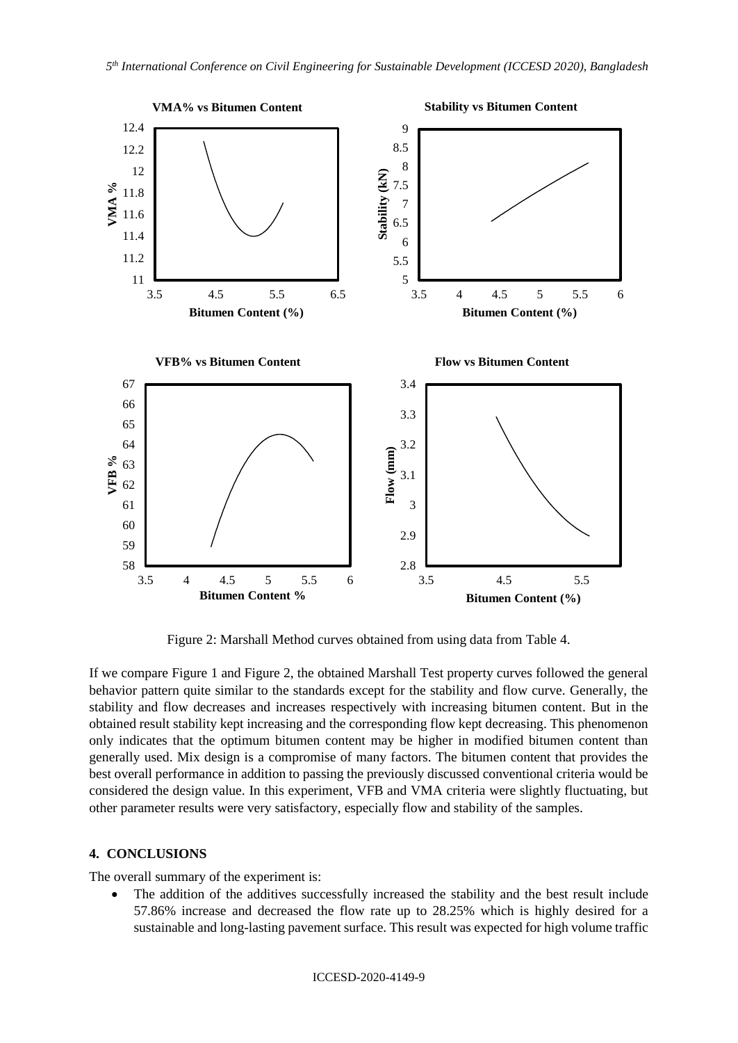Figure 2: Marshall Method curves obtained from using data from Table 4.

If we compare Figure 1 and Figure 2, the obtained Marshall Test property curves followed the general behavior pattern quite similar to the standards except for the stability and flow curve. Generally, the stability and flow decreases and increases respectively with increasing bitumen content. But in the obtained result stability kept increasing and the corresponding flow kept decreasing. This phenomenon only indicates that the optimum bitumen content may be higher in modified bitumen content than generally used. Mix design is a compromise of many factors. The bitumen content that provides the best overall performance in addition to passing the previously discussed conventional criteria would be considered the design value. In this experiment, VFB and VMA criteria were slightly fluctuating, but other parameter results were very satisfactory, especially flow and stability of the samples.

## 4. CONCLUSIONS

The overall summary of the experiment is:

- The addition of the additives successfully increased the stability and the best result include 57.86% increase and decreased the flow rate up to 28.25% which is highly desired for a sustainable and long-lasting pavement surface. This result was expected for high volume traffic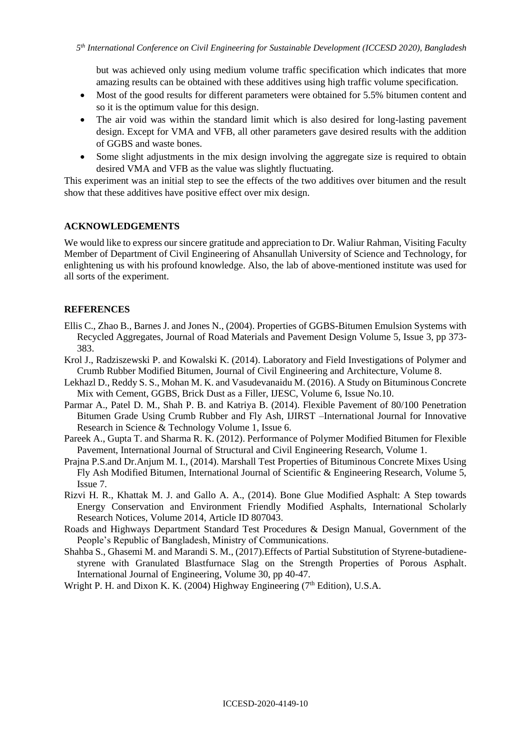but was achieved only using medium volume traffic specification which indicates that more amazing results can be obtained with these additives using high traffic volume specification.

- Most of the good results for different parameters were obtained for 5.5% bitumen content and so it is the optimum value for this design.
- The air void was within the standard limit which is also desired for long-lasting pavement design. Except for VMA and VFB, all other parameters gave desired results with the addition of GGBS and waste bones.
- Some slight adjustments in the mix design involving the aggregate size is required to obtain desired VMA and VFB as the value was slightly fluctuating.

This experiment was an initial step to see the effects of the two additives over bitumen and the result show that these additives have positive effect over mix design.

## ACKNOWLEDGEMENTS

We would like to express our sincere gratitude and appreciation to Dr. Waliur Rahman, Visiting Faculty Member of Department of Civil Engineering of Ahsanullah University of Science and Technology, for enlightening us with his profound knowledge. Also, the lab of above-mentioned institute was used for all sorts of the experiment.

## REFERENCES

Ellis C., Zhao B., Barnes J. and Jones N., (2004). Properties of GGBS-Bitumen Emulsion Systems with Recycled Aggregates, Journal of Road Materials and Pavement Design Volume 5, Issue 3, pp 373-383.

Krol J., Radziszewski P. and Kowalski K. (2014). Laboratory and Field Investigations of Polymer and Crumb Rubber Modified Bitumen, Journal of Civil Engineering and Architecture, Volume 8.

Lekhazl D., Reddy S. S., Mohan M. K. and Vasudevanaidu M. (2016). A Study on Bituminous Concrete Mix with Cement, GGBS, Brick Dust as a Filler, IJESC, Volume 6, Issue No.10.

Parmar A., Patel D. M., Shah P. B. and Katriya B. (2014). Flexible Pavement of 80/100 Penetration Bitumen Grade Using Crumb Rubber and Fly Ash, IJIRST –International Journal for Innovative Research in Science & Technology Volume 1, Issue 6.

Pareek A., Gupta T. and Sharma R. K. (2012). Performance of Polymer Modified Bitumen for Flexible Pavement, International Journal of Structural and Civil Engineering Research, Volume 1.

Prajna P.S.and Dr.Anjum M. I., (2014). Marshall Test Properties of Bituminous Concrete Mixes Using Fly Ash Modified Bitumen, International Journal of Scientific & Engineering Research, Volume 5, Issue 7.

Rizvi H. R., Khattak M. J. and Gallo A. A., (2014). Bone Glue Modified Asphalt: A Step towards Energy Conservation and Environment Friendly Modified Asphalts, International Scholarly Research Notices, Volume 2014, Article ID 807043.

Roads and Highways Department Standard Test Procedures & Design Manual, Government of the People's Republic of Bangladesh, Ministry of Communications.

Shahba S., Ghasemi M. and Marandi S. M., (2017).Effects of Partial Substitution of Styrene-butadiene-styrene with Granulated Blastfurnace Slag on the Strength Properties of Porous Asphalt. International Journal of Engineering, Volume 30, pp 40-47.

Wright P. H. and Dixon K. K. (2004) Highway Engineering (7th Edition), U.S.A.